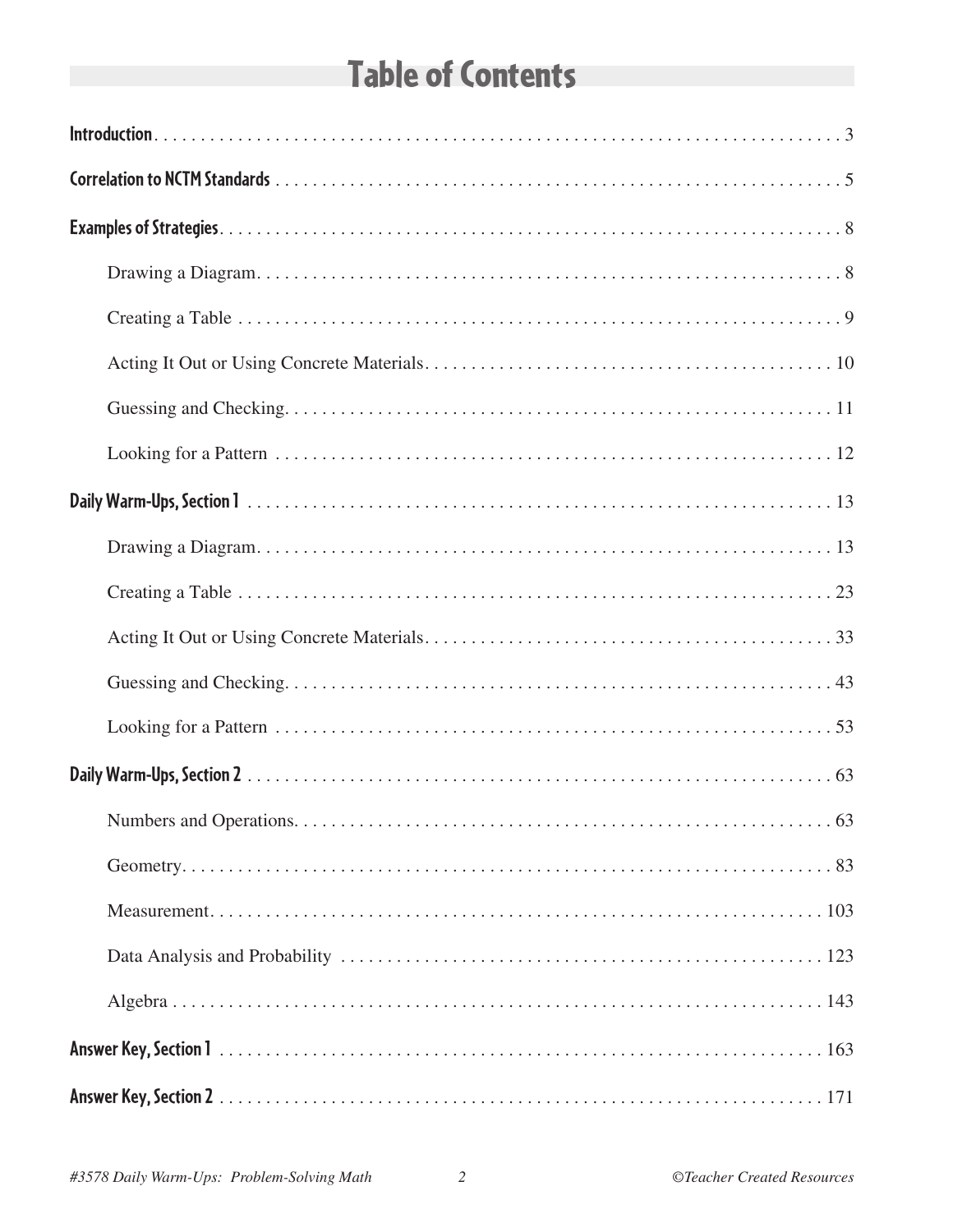# Table of Contents

**Introduction** . . . . . . . . . . 3

**Correlation to NCTM Standards** . . . . . . . . . . 5

**Examples of Strategies** . . . . . . . . . . 8

- Drawing a Diagram . . . . . . . . . . 8
- Creating a Table . . . . . . . . . . 9
- Acting It Out or Using Concrete Materials . . . . . . . . . . 10
- Guessing and Checking . . . . . . . . . . 11
- Looking for a Pattern . . . . . . . . . . 12

**Daily Warm-Ups, Section 1** . . . . . . . . . . 13

- Drawing a Diagram . . . . . . . . . . 13
- Creating a Table . . . . . . . . . . 23
- Acting It Out or Using Concrete Materials . . . . . . . . . . 33
- Guessing and Checking . . . . . . . . . . 43
- Looking for a Pattern . . . . . . . . . . 53

**Daily Warm-Ups, Section 2** . . . . . . . . . . 63

- Numbers and Operations . . . . . . . . . . 63
- Geometry . . . . . . . . . . 83
- Measurement . . . . . . . . . . 103
- Data Analysis and Probability . . . . . . . . . . 123
- Algebra . . . . . . . . . . 143

**Answer Key, Section 1** . . . . . . . . . . 163

**Answer Key, Section 2** . . . . . . . . . . 171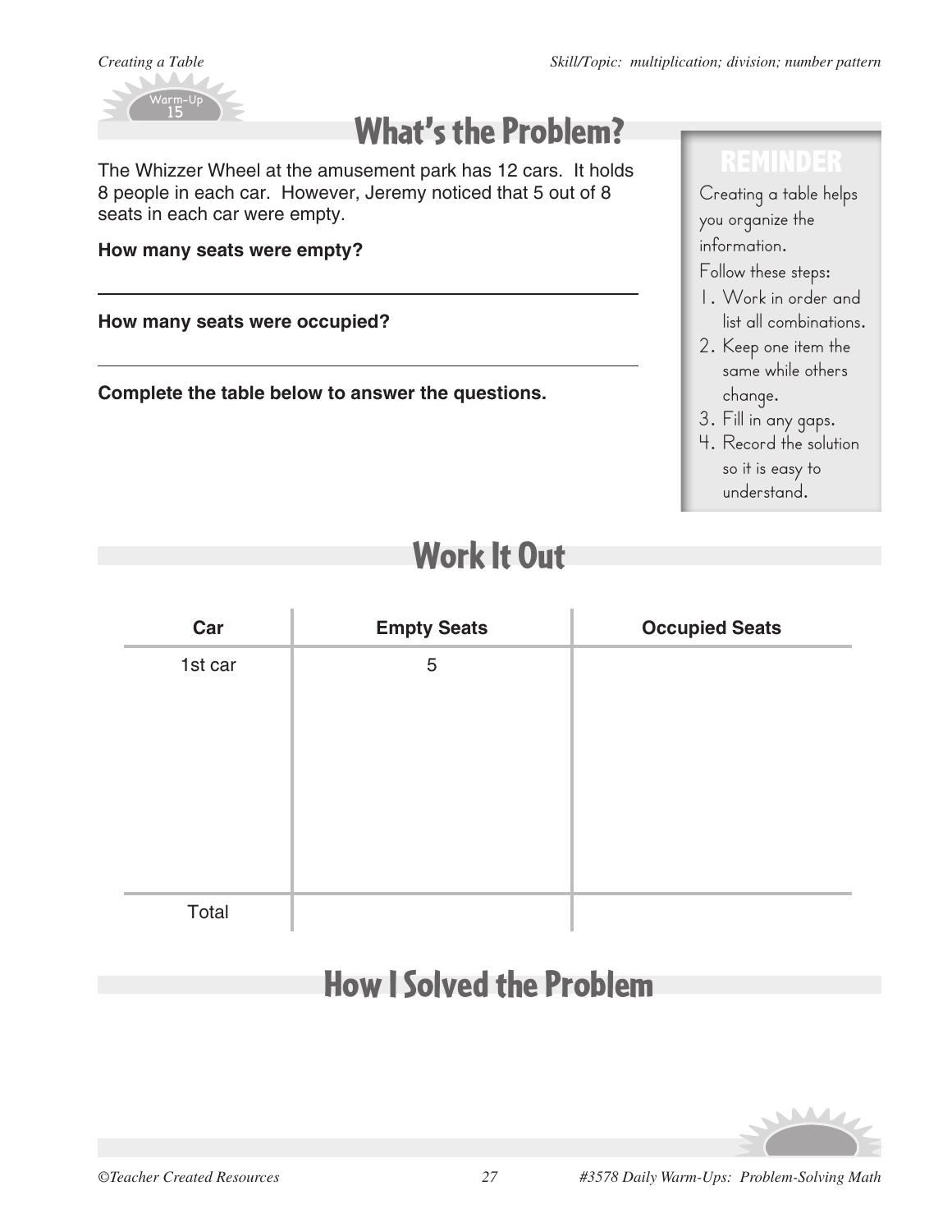*Creating a Table*

*Skill/Topic: multiplication; division; number pattern*

Warm-Up 15

## What's the Problem?

The Whizzer Wheel at the amusement park has 12 cars. It holds 8 people in each car. However, Jeremy noticed that 5 out of 8 seats in each car were empty.

**How many seats were empty?**

---

**How many seats were occupied?**

---

**Complete the table below to answer the questions.**

### REMINDER

Creating a table helps you organize the information.

Follow these steps:

1. Work in order and list all combinations.
2. Keep one item the same while others change.
3. Fill in any gaps.
4. Record the solution so it is easy to understand.

## Work It Out

| Car | Empty Seats | Occupied Seats |
|---|---|---|
| 1st car | 5 | |
| | | |
| | | |
| | | |
| | | |
| | | |
| Total | | |

## How I Solved the Problem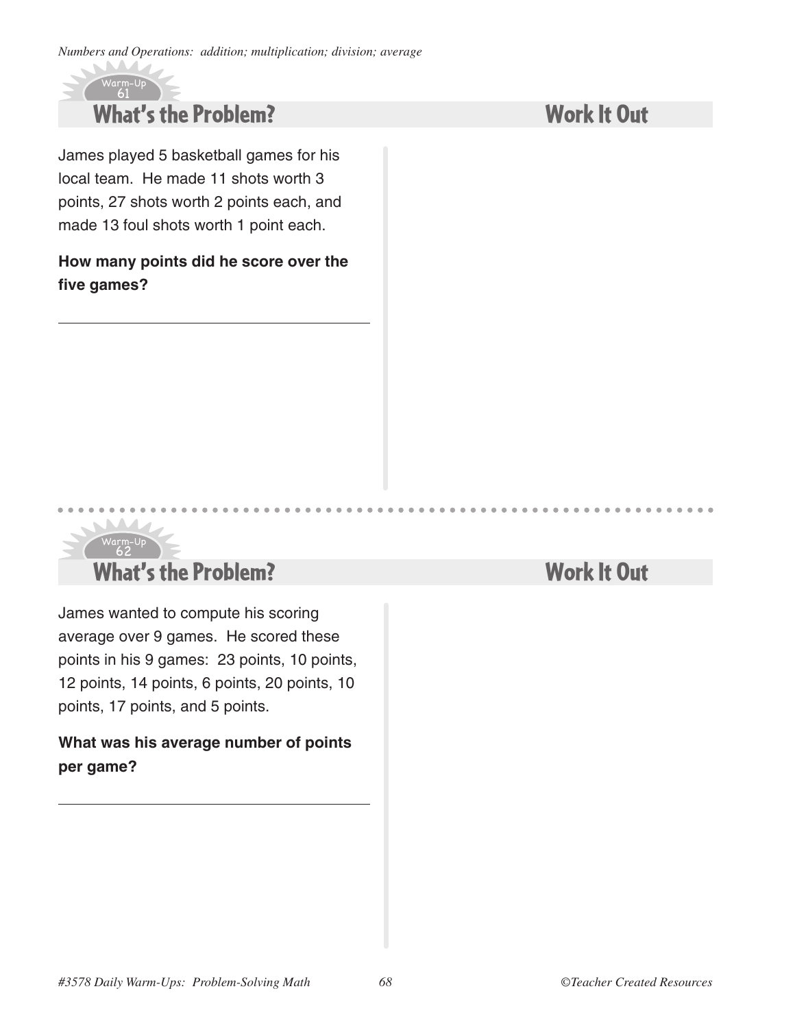*Numbers and Operations: addition; multiplication; division; average*

Warm-Up 61

## What's the Problem?

## Work It Out

James played 5 basketball games for his local team. He made 11 shots worth 3 points, 27 shots worth 2 points each, and made 13 foul shots worth 1 point each.

**How many points did he score over the five games?**

---

Warm-Up 62

## What's the Problem?

## Work It Out

James wanted to compute his scoring average over 9 games. He scored these points in his 9 games: 23 points, 10 points, 12 points, 14 points, 6 points, 20 points, 10 points, 17 points, and 5 points.

**What was his average number of points per game?**

---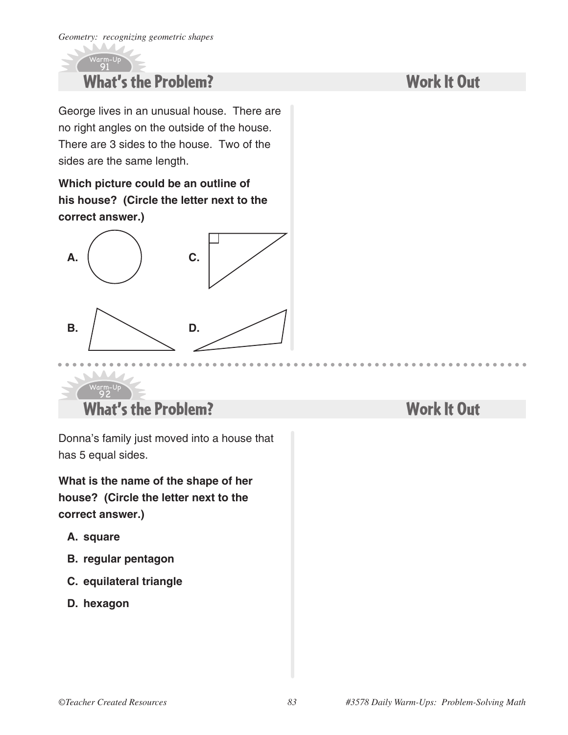*Geometry: recognizing geometric shapes*

Warm-Up 91

## What's the Problem?

## Work It Out

George lives in an unusual house. There are no right angles on the outside of the house. There are 3 sides to the house. Two of the sides are the same length.

**Which picture could be an outline of his house? (Circle the letter next to the correct answer.)**

**A.**

**C.**

**B.**

**D.**

Warm-Up 92

## What's the Problem?

## Work It Out

Donna's family just moved into a house that has 5 equal sides.

**What is the name of the shape of her house? (Circle the letter next to the correct answer.)**

- **A. square**
- **B. regular pentagon**
- **C. equilateral triangle**
- **D. hexagon**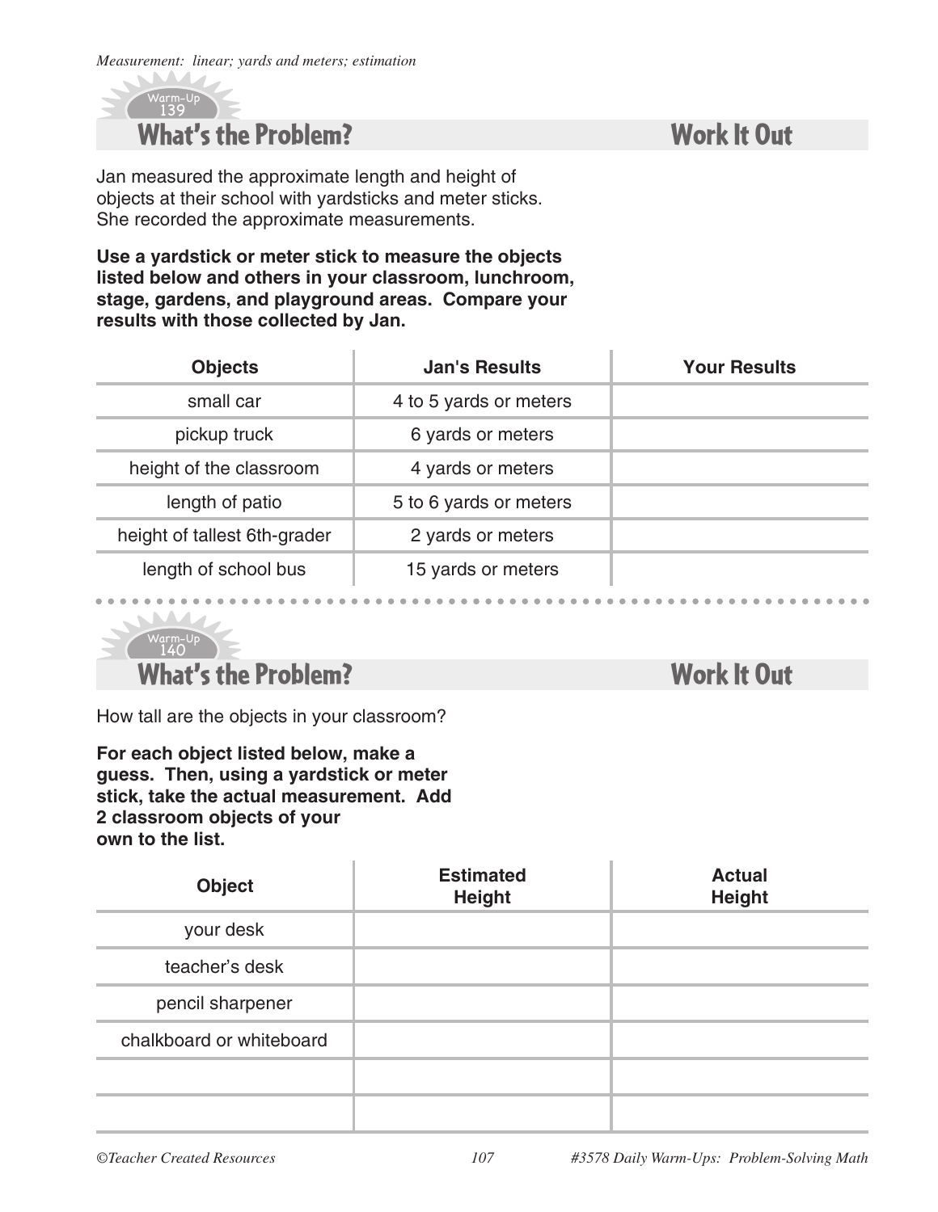*Measurement: linear; yards and meters; estimation*

Warm-Up 139

## What's the Problem?

## Work It Out

Jan measured the approximate length and height of objects at their school with yardsticks and meter sticks. She recorded the approximate measurements.

**Use a yardstick or meter stick to measure the objects listed below and others in your classroom, lunchroom, stage, gardens, and playground areas. Compare your results with those collected by Jan.**

| Objects | Jan's Results | Your Results |
|---|---|---|
| small car | 4 to 5 yards or meters | |
| pickup truck | 6 yards or meters | |
| height of the classroom | 4 yards or meters | |
| length of patio | 5 to 6 yards or meters | |
| height of tallest 6th-grader | 2 yards or meters | |
| length of school bus | 15 yards or meters | |

Warm-Up 140

## What's the Problem?

## Work It Out

How tall are the objects in your classroom?

**For each object listed below, make a guess. Then, using a yardstick or meter stick, take the actual measurement. Add 2 classroom objects of your own to the list.**

| Object | Estimated Height | Actual Height |
|---|---|---|
| your desk | | |
| teacher's desk | | |
| pencil sharpener | | |
| chalkboard or whiteboard | | |
| | | |
| | | |